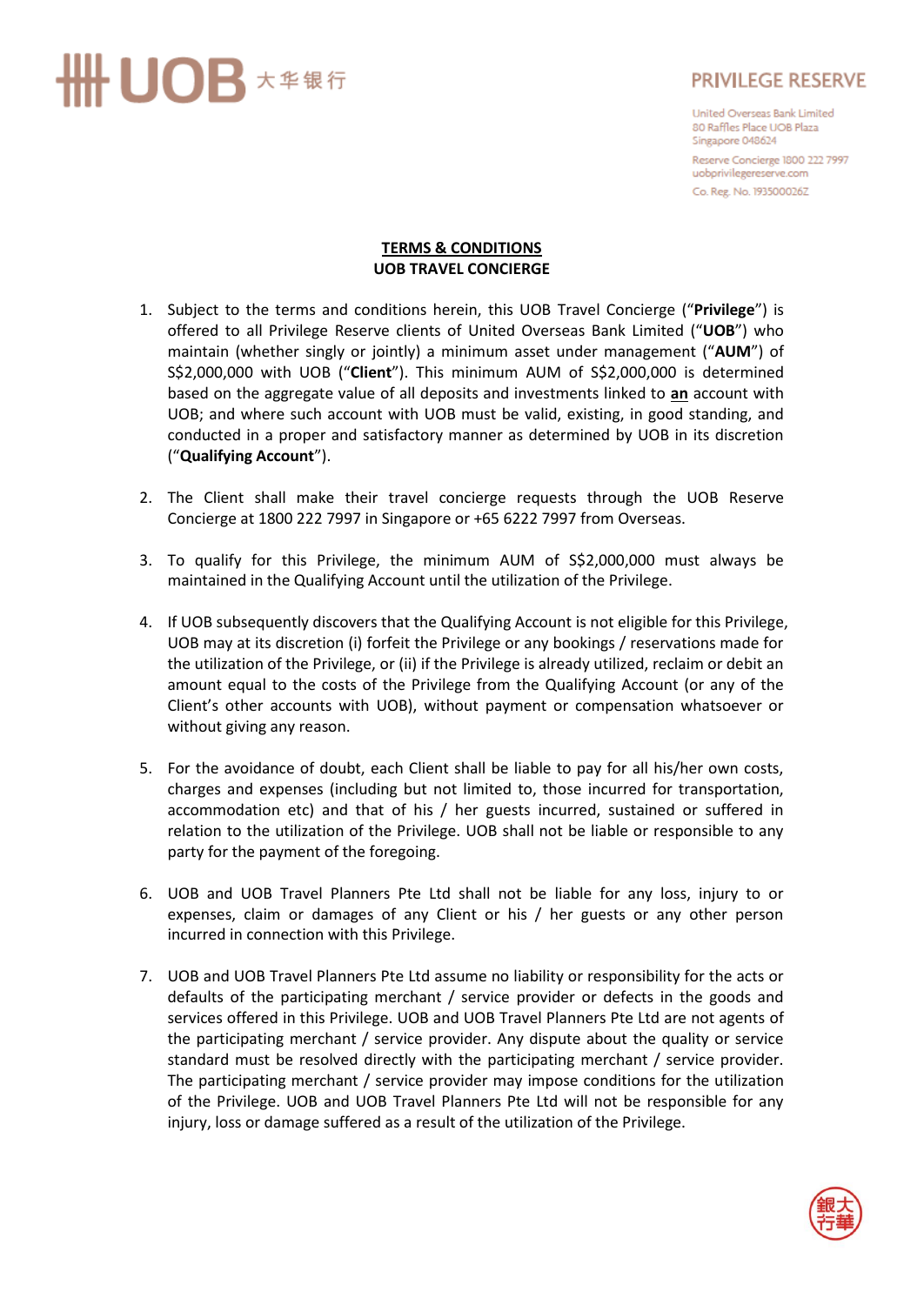UOB 大华银行

PRIVILEGE RESERVE

United Overseas Bank Limited
80 Raffles Place UOB Plaza
Singapore 048624

Reserve Concierge 1800 222 7997
uobprivilegereserve.com

Co. Reg. No. 193500026Z

# TERMS & CONDITIONS
## UOB TRAVEL CONCIERGE

1. Subject to the terms and conditions herein, this UOB Travel Concierge ("**Privilege**") is offered to all Privilege Reserve clients of United Overseas Bank Limited ("**UOB**") who maintain (whether singly or jointly) a minimum asset under management ("**AUM**") of S$2,000,000 with UOB ("**Client**"). This minimum AUM of S$2,000,000 is determined based on the aggregate value of all deposits and investments linked to **an** account with UOB; and where such account with UOB must be valid, existing, in good standing, and conducted in a proper and satisfactory manner as determined by UOB in its discretion ("**Qualifying Account**").

2. The Client shall make their travel concierge requests through the UOB Reserve Concierge at 1800 222 7997 in Singapore or +65 6222 7997 from Overseas.

3. To qualify for this Privilege, the minimum AUM of S$2,000,000 must always be maintained in the Qualifying Account until the utilization of the Privilege.

4. If UOB subsequently discovers that the Qualifying Account is not eligible for this Privilege, UOB may at its discretion (i) forfeit the Privilege or any bookings / reservations made for the utilization of the Privilege, or (ii) if the Privilege is already utilized, reclaim or debit an amount equal to the costs of the Privilege from the Qualifying Account (or any of the Client's other accounts with UOB), without payment or compensation whatsoever or without giving any reason.

5. For the avoidance of doubt, each Client shall be liable to pay for all his/her own costs, charges and expenses (including but not limited to, those incurred for transportation, accommodation etc) and that of his / her guests incurred, sustained or suffered in relation to the utilization of the Privilege. UOB shall not be liable or responsible to any party for the payment of the foregoing.

6. UOB and UOB Travel Planners Pte Ltd shall not be liable for any loss, injury to or expenses, claim or damages of any Client or his / her guests or any other person incurred in connection with this Privilege.

7. UOB and UOB Travel Planners Pte Ltd assume no liability or responsibility for the acts or defaults of the participating merchant / service provider or defects in the goods and services offered in this Privilege. UOB and UOB Travel Planners Pte Ltd are not agents of the participating merchant / service provider. Any dispute about the quality or service standard must be resolved directly with the participating merchant / service provider. The participating merchant / service provider may impose conditions for the utilization of the Privilege. UOB and UOB Travel Planners Pte Ltd will not be responsible for any injury, loss or damage suffered as a result of the utilization of the Privilege.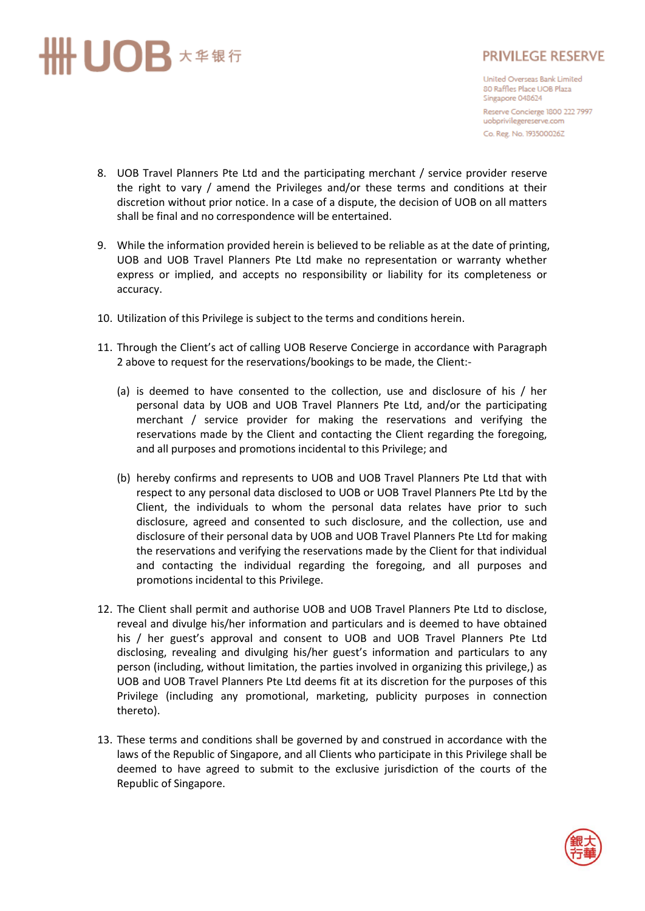8. UOB Travel Planners Pte Ltd and the participating merchant / service provider reserve the right to vary / amend the Privileges and/or these terms and conditions at their discretion without prior notice. In a case of a dispute, the decision of UOB on all matters shall be final and no correspondence will be entertained.

9. While the information provided herein is believed to be reliable as at the date of printing, UOB and UOB Travel Planners Pte Ltd make no representation or warranty whether express or implied, and accepts no responsibility or liability for its completeness or accuracy.

10. Utilization of this Privilege is subject to the terms and conditions herein.

11. Through the Client's act of calling UOB Reserve Concierge in accordance with Paragraph 2 above to request for the reservations/bookings to be made, the Client:-

    (a) is deemed to have consented to the collection, use and disclosure of his / her personal data by UOB and UOB Travel Planners Pte Ltd, and/or the participating merchant / service provider for making the reservations and verifying the reservations made by the Client and contacting the Client regarding the foregoing, and all purposes and promotions incidental to this Privilege; and

    (b) hereby confirms and represents to UOB and UOB Travel Planners Pte Ltd that with respect to any personal data disclosed to UOB or UOB Travel Planners Pte Ltd by the Client, the individuals to whom the personal data relates have prior to such disclosure, agreed and consented to such disclosure, and the collection, use and disclosure of their personal data by UOB and UOB Travel Planners Pte Ltd for making the reservations and verifying the reservations made by the Client for that individual and contacting the individual regarding the foregoing, and all purposes and promotions incidental to this Privilege.

12. The Client shall permit and authorise UOB and UOB Travel Planners Pte Ltd to disclose, reveal and divulge his/her information and particulars and is deemed to have obtained his / her guest's approval and consent to UOB and UOB Travel Planners Pte Ltd disclosing, revealing and divulging his/her guest's information and particulars to any person (including, without limitation, the parties involved in organizing this privilege,) as UOB and UOB Travel Planners Pte Ltd deems fit at its discretion for the purposes of this Privilege (including any promotional, marketing, publicity purposes in connection thereto).

13. These terms and conditions shall be governed by and construed in accordance with the laws of the Republic of Singapore, and all Clients who participate in this Privilege shall be deemed to have agreed to submit to the exclusive jurisdiction of the courts of the Republic of Singapore.